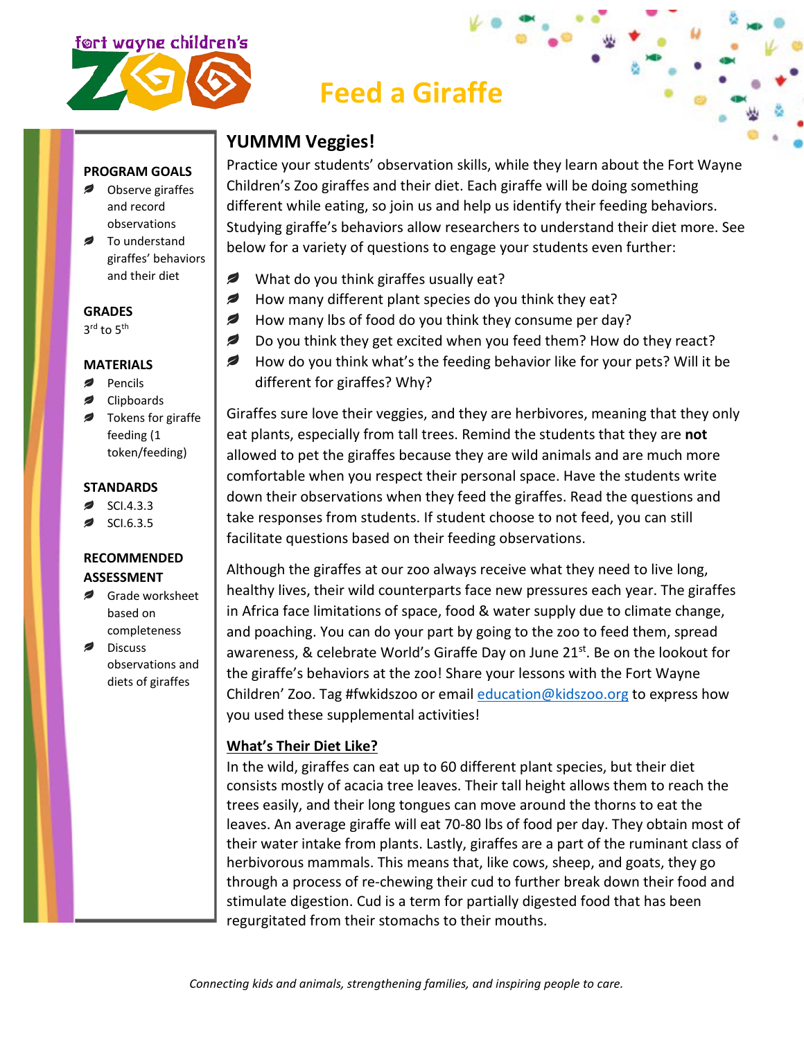fort wayne children's ZOO

# Feed a Giraffe

**PROGRAM GOALS**

- Observe giraffes and record observations
- To understand giraffes' behaviors and their diet

**GRADES**

3rd to 5th

**MATERIALS**

- Pencils
- Clipboards
- Tokens for giraffe feeding (1 token/feeding)

**STANDARDS**

- SCI.4.3.3
- SCI.6.3.5

**RECOMMENDED ASSESSMENT**

- Grade worksheet based on completeness
- Discuss observations and diets of giraffes

## YUMMM Veggies!

Practice your students' observation skills, while they learn about the Fort Wayne Children's Zoo giraffes and their diet. Each giraffe will be doing something different while eating, so join us and help us identify their feeding behaviors. Studying giraffe's behaviors allow researchers to understand their diet more. See below for a variety of questions to engage your students even further:

- What do you think giraffes usually eat?
- How many different plant species do you think they eat?
- How many lbs of food do you think they consume per day?
- Do you think they get excited when you feed them? How do they react?
- How do you think what's the feeding behavior like for your pets? Will it be different for giraffes? Why?

Giraffes sure love their veggies, and they are herbivores, meaning that they only eat plants, especially from tall trees. Remind the students that they are **not** allowed to pet the giraffes because they are wild animals and are much more comfortable when you respect their personal space. Have the students write down their observations when they feed the giraffes. Read the questions and take responses from students. If student choose to not feed, you can still facilitate questions based on their feeding observations.

Although the giraffes at our zoo always receive what they need to live long, healthy lives, their wild counterparts face new pressures each year. The giraffes in Africa face limitations of space, food & water supply due to climate change, and poaching. You can do your part by going to the zoo to feed them, spread awareness, & celebrate World's Giraffe Day on June 21st. Be on the lookout for the giraffe's behaviors at the zoo! Share your lessons with the Fort Wayne Children' Zoo. Tag #fwkidszoo or email education@kidszoo.org to express how you used these supplemental activities!

### What's Their Diet Like?

In the wild, giraffes can eat up to 60 different plant species, but their diet consists mostly of acacia tree leaves. Their tall height allows them to reach the trees easily, and their long tongues can move around the thorns to eat the leaves. An average giraffe will eat 70-80 lbs of food per day. They obtain most of their water intake from plants. Lastly, giraffes are a part of the ruminant class of herbivorous mammals. This means that, like cows, sheep, and goats, they go through a process of re-chewing their cud to further break down their food and stimulate digestion. Cud is a term for partially digested food that has been regurgitated from their stomachs to their mouths.

*Connecting kids and animals, strengthening families, and inspiring people to care.*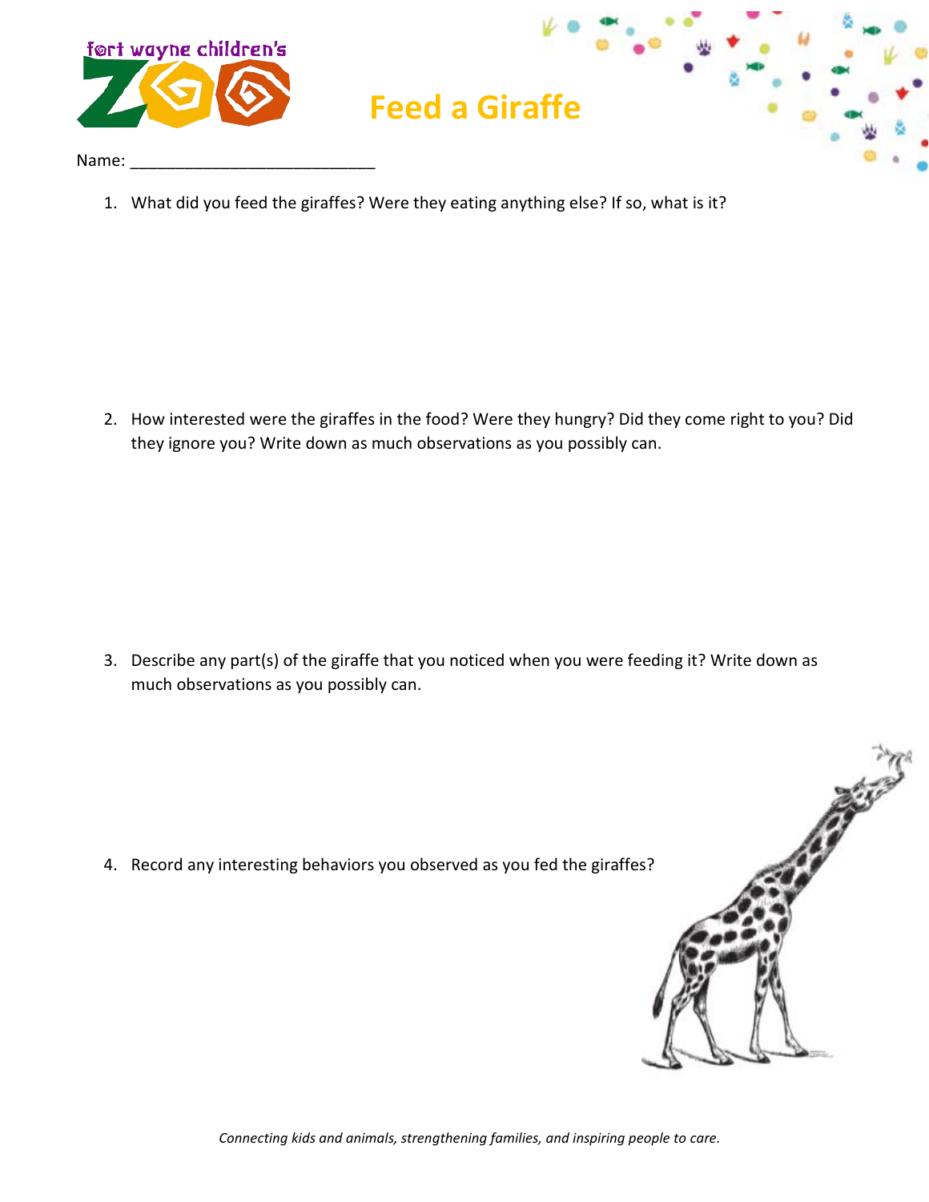fort wayne children's ZOO

# Feed a Giraffe

Name: ___________________________

1. What did you feed the giraffes? Were they eating anything else? If so, what is it?

2. How interested were the giraffes in the food? Were they hungry? Did they come right to you? Did they ignore you? Write down as much observations as you possibly can.

3. Describe any part(s) of the giraffe that you noticed when you were feeding it? Write down as much observations as you possibly can.

4. Record any interesting behaviors you observed as you fed the giraffes?

*Connecting kids and animals, strengthening families, and inspiring people to care.*